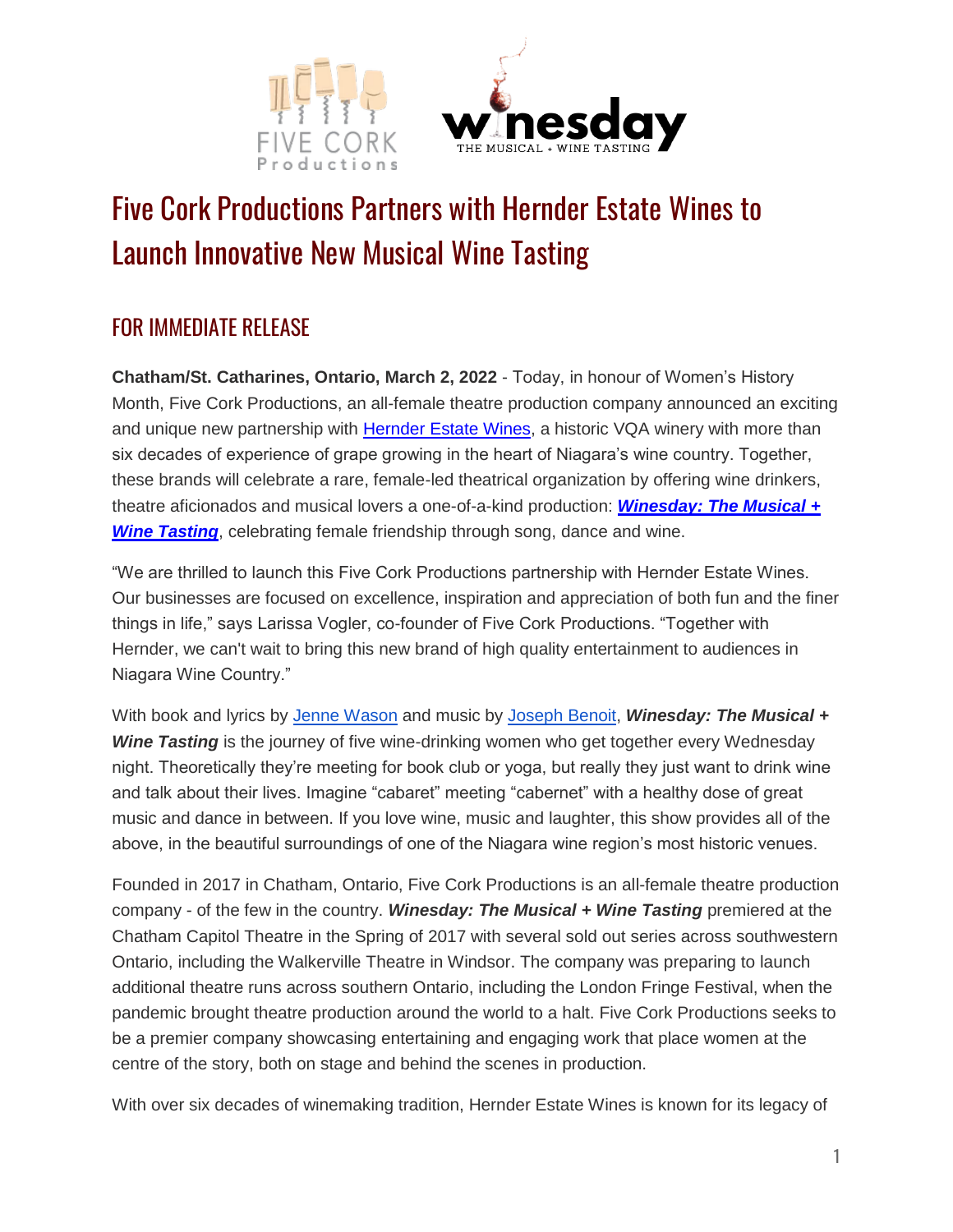# Five Cork Productions Partners with Hernder Estate Wines to Launch Innovative New Musical Wine Tasting

## FOR IMMEDIATE RELEASE

**Chatham/St. Catharines, Ontario, March 2, 2022** - Today, in honour of Women's History Month, Five Cork Productions, an all-female theatre production company announced an exciting and unique new partnership with Hernder Estate Wines, a historic VQA winery with more than six decades of experience of grape growing in the heart of Niagara's wine country. Together, these brands will celebrate a rare, female-led theatrical organization by offering wine drinkers, theatre aficionados and musical lovers a one-of-a-kind production: ***Winesday: The Musical + Wine Tasting***, celebrating female friendship through song, dance and wine.

"We are thrilled to launch this Five Cork Productions partnership with Hernder Estate Wines. Our businesses are focused on excellence, inspiration and appreciation of both fun and the finer things in life," says Larissa Vogler, co-founder of Five Cork Productions. "Together with Hernder, we can't wait to bring this new brand of high quality entertainment to audiences in Niagara Wine Country."

With book and lyrics by Jenne Wason and music by Joseph Benoit, ***Winesday: The Musical + Wine Tasting*** is the journey of five wine-drinking women who get together every Wednesday night. Theoretically they're meeting for book club or yoga, but really they just want to drink wine and talk about their lives. Imagine "cabaret" meeting "cabernet" with a healthy dose of great music and dance in between. If you love wine, music and laughter, this show provides all of the above, in the beautiful surroundings of one of the Niagara wine region's most historic venues.

Founded in 2017 in Chatham, Ontario, Five Cork Productions is an all-female theatre production company - of the few in the country. ***Winesday: The Musical + Wine Tasting*** premiered at the Chatham Capitol Theatre in the Spring of 2017 with several sold out series across southwestern Ontario, including the Walkerville Theatre in Windsor. The company was preparing to launch additional theatre runs across southern Ontario, including the London Fringe Festival, when the pandemic brought theatre production around the world to a halt. Five Cork Productions seeks to be a premier company showcasing entertaining and engaging work that place women at the centre of the story, both on stage and behind the scenes in production.

With over six decades of winemaking tradition, Hernder Estate Wines is known for its legacy of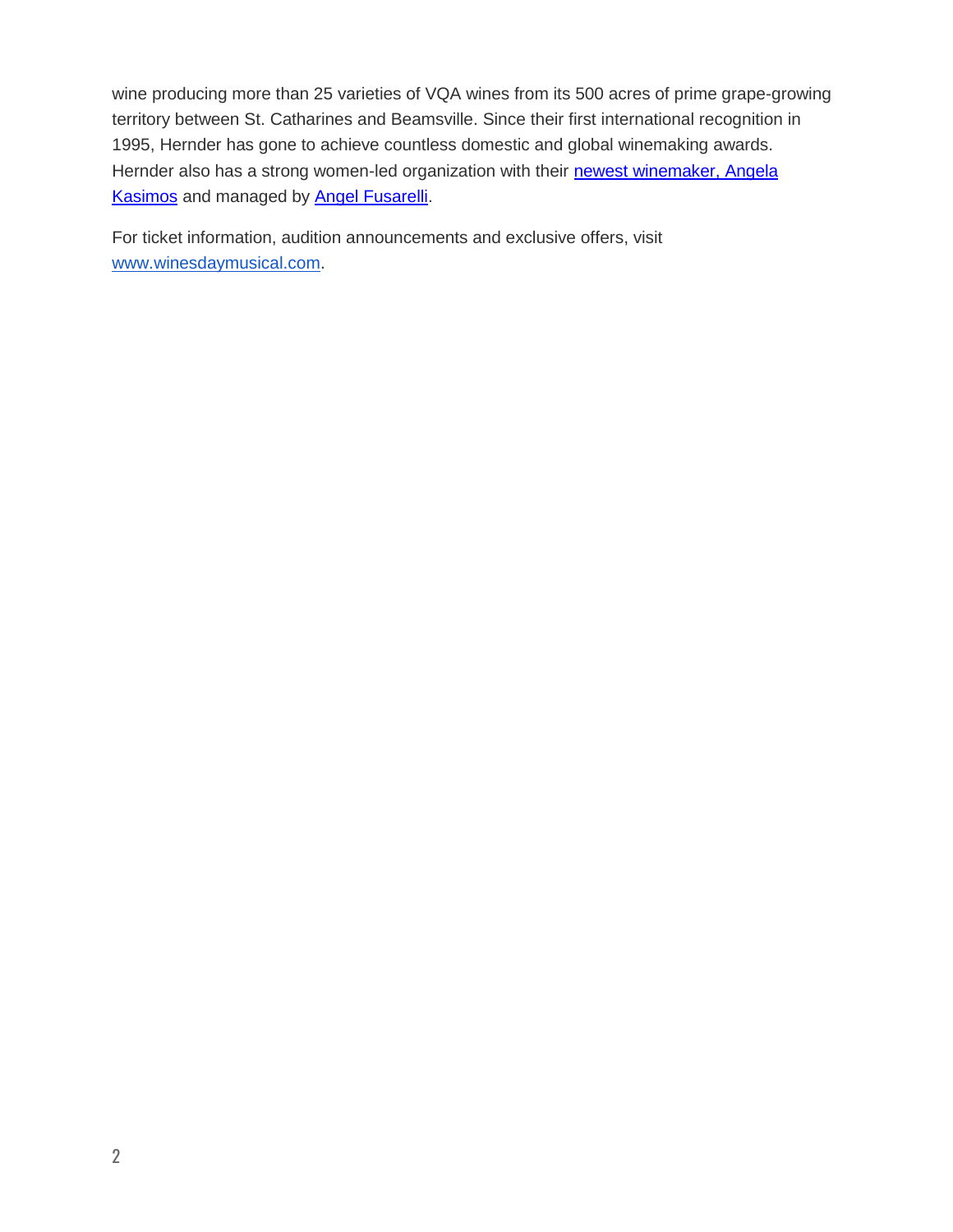wine producing more than 25 varieties of VQA wines from its 500 acres of prime grape-growing territory between St. Catharines and Beamsville. Since their first international recognition in 1995, Hernder has gone to achieve countless domestic and global winemaking awards. Hernder also has a strong women-led organization with their newest winemaker, Angela Kasimos and managed by Angel Fusarelli.

For ticket information, audition announcements and exclusive offers, visit www.winesdaymusical.com.